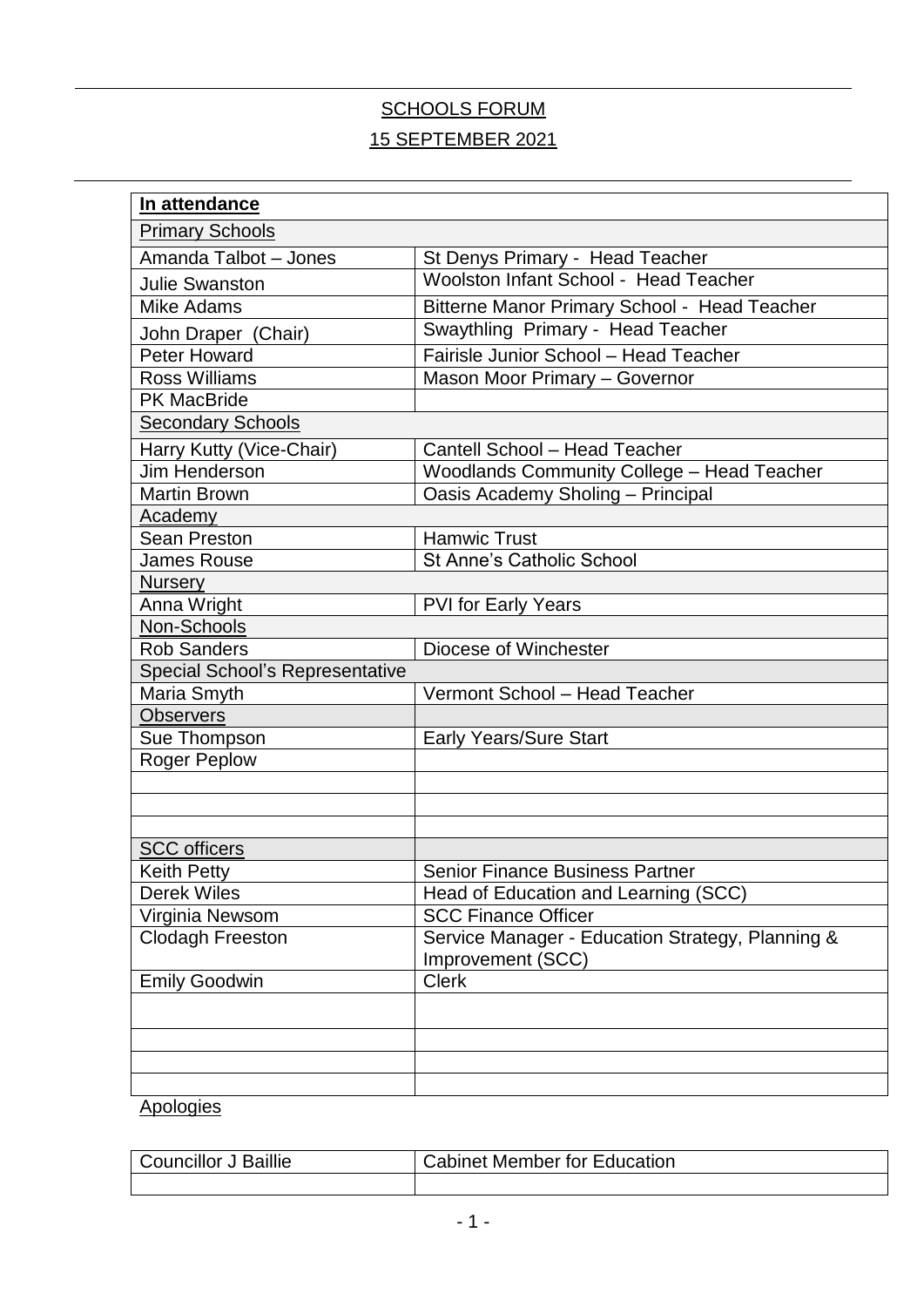# SCHOOLS FORUM

## 15 SEPTEMBER 2021

| **In attendance** | |
|---|---|
| Primary Schools | |
| Amanda Talbot – Jones | St Denys Primary - Head Teacher |
| Julie Swanston | Woolston Infant School - Head Teacher |
| Mike Adams | Bitterne Manor Primary School - Head Teacher |
| John Draper (Chair) | Swaythling Primary - Head Teacher |
| Peter Howard | Fairisle Junior School – Head Teacher |
| Ross Williams | Mason Moor Primary – Governor |
| PK MacBride | |
| Secondary Schools | |
| Harry Kutty (Vice-Chair) | Cantell School – Head Teacher |
| Jim Henderson | Woodlands Community College – Head Teacher |
| Martin Brown | Oasis Academy Sholing – Principal |
| Academy | |
| Sean Preston | Hamwic Trust |
| James Rouse | St Anne's Catholic School |
| Nursery | |
| Anna Wright | PVI for Early Years |
| Non-Schools | |
| Rob Sanders | Diocese of Winchester |
| Special School's Representative | |
| Maria Smyth | Vermont School – Head Teacher |
| Observers | |
| Sue Thompson | Early Years/Sure Start |
| Roger Peplow | |
| | |
| | |
| | |
| SCC officers | |
| Keith Petty | Senior Finance Business Partner |
| Derek Wiles | Head of Education and Learning (SCC) |
| Virginia Newsom | SCC Finance Officer |
| Clodagh Freeston | Service Manager - Education Strategy, Planning & Improvement (SCC) |
| Emily Goodwin | Clerk |
| | |
| | |
| | |
| | |

Apologies

| Councillor J Baillie | Cabinet Member for Education |
|---|---|
| | |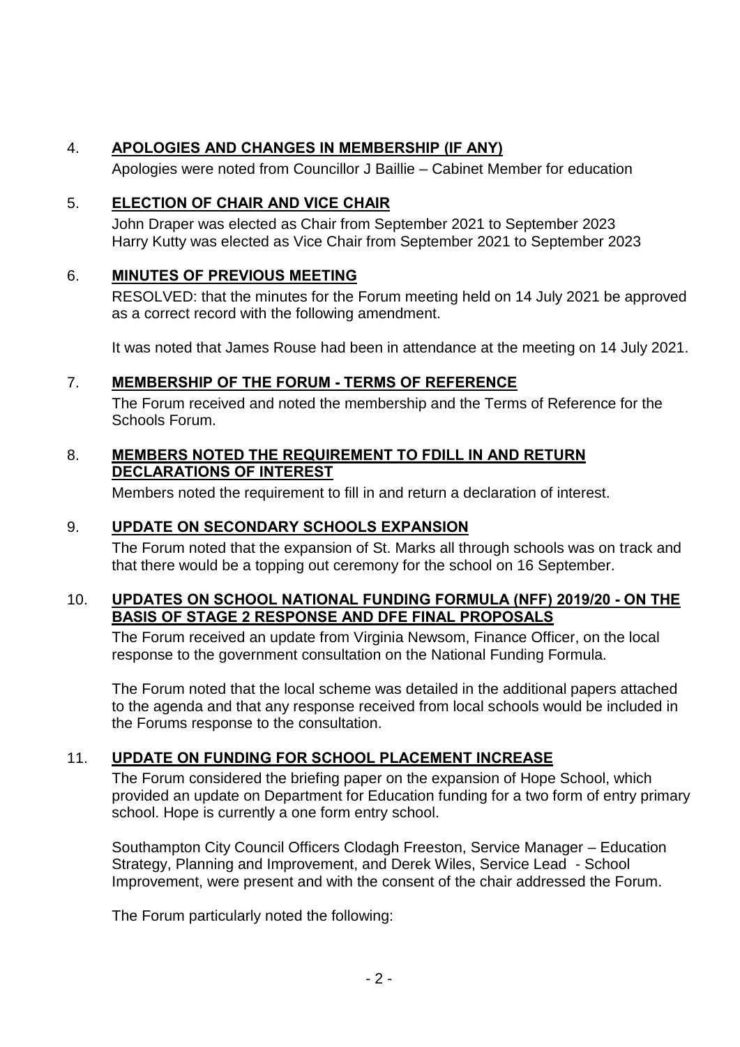## 4. APOLOGIES AND CHANGES IN MEMBERSHIP (IF ANY)

Apologies were noted from Councillor J Baillie – Cabinet Member for education

## 5. ELECTION OF CHAIR AND VICE CHAIR

John Draper was elected as Chair from September 2021 to September 2023
Harry Kutty was elected as Vice Chair from September 2021 to September 2023

## 6. MINUTES OF PREVIOUS MEETING

RESOLVED: that the minutes for the Forum meeting held on 14 July 2021 be approved as a correct record with the following amendment.

It was noted that James Rouse had been in attendance at the meeting on 14 July 2021.

## 7. MEMBERSHIP OF THE FORUM - TERMS OF REFERENCE

The Forum received and noted the membership and the Terms of Reference for the Schools Forum.

## 8. MEMBERS NOTED THE REQUIREMENT TO FDILL IN AND RETURN DECLARATIONS OF INTEREST

Members noted the requirement to fill in and return a declaration of interest.

## 9. UPDATE ON SECONDARY SCHOOLS EXPANSION

The Forum noted that the expansion of St. Marks all through schools was on track and that there would be a topping out ceremony for the school on 16 September.

## 10. UPDATES ON SCHOOL NATIONAL FUNDING FORMULA (NFF) 2019/20 - ON THE BASIS OF STAGE 2 RESPONSE AND DFE FINAL PROPOSALS

The Forum received an update from Virginia Newsom, Finance Officer, on the local response to the government consultation on the National Funding Formula.

The Forum noted that the local scheme was detailed in the additional papers attached to the agenda and that any response received from local schools would be included in the Forums response to the consultation.

## 11. UPDATE ON FUNDING FOR SCHOOL PLACEMENT INCREASE

The Forum considered the briefing paper on the expansion of Hope School, which provided an update on Department for Education funding for a two form of entry primary school. Hope is currently a one form entry school.

Southampton City Council Officers Clodagh Freeston, Service Manager – Education Strategy, Planning and Improvement, and Derek Wiles, Service Lead - School Improvement, were present and with the consent of the chair addressed the Forum.

The Forum particularly noted the following: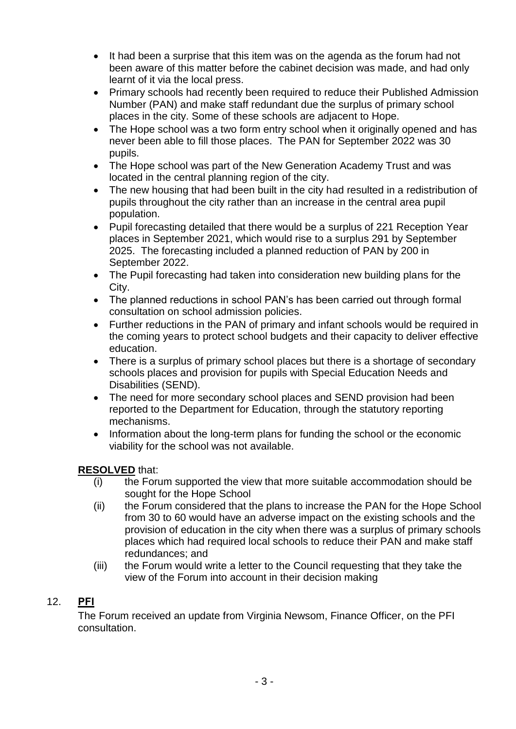- It had been a surprise that this item was on the agenda as the forum had not been aware of this matter before the cabinet decision was made, and had only learnt of it via the local press.
- Primary schools had recently been required to reduce their Published Admission Number (PAN) and make staff redundant due the surplus of primary school places in the city. Some of these schools are adjacent to Hope.
- The Hope school was a two form entry school when it originally opened and has never been able to fill those places. The PAN for September 2022 was 30 pupils.
- The Hope school was part of the New Generation Academy Trust and was located in the central planning region of the city.
- The new housing that had been built in the city had resulted in a redistribution of pupils throughout the city rather than an increase in the central area pupil population.
- Pupil forecasting detailed that there would be a surplus of 221 Reception Year places in September 2021, which would rise to a surplus 291 by September 2025. The forecasting included a planned reduction of PAN by 200 in September 2022.
- The Pupil forecasting had taken into consideration new building plans for the City.
- The planned reductions in school PAN's has been carried out through formal consultation on school admission policies.
- Further reductions in the PAN of primary and infant schools would be required in the coming years to protect school budgets and their capacity to deliver effective education.
- There is a surplus of primary school places but there is a shortage of secondary schools places and provision for pupils with Special Education Needs and Disabilities (SEND).
- The need for more secondary school places and SEND provision had been reported to the Department for Education, through the statutory reporting mechanisms.
- Information about the long-term plans for funding the school or the economic viability for the school was not available.

**RESOLVED** that:

(i) the Forum supported the view that more suitable accommodation should be sought for the Hope School

(ii) the Forum considered that the plans to increase the PAN for the Hope School from 30 to 60 would have an adverse impact on the existing schools and the provision of education in the city when there was a surplus of primary schools places which had required local schools to reduce their PAN and make staff redundances; and

(iii) the Forum would write a letter to the Council requesting that they take the view of the Forum into account in their decision making

## 12. **PFI**

The Forum received an update from Virginia Newsom, Finance Officer, on the PFI consultation.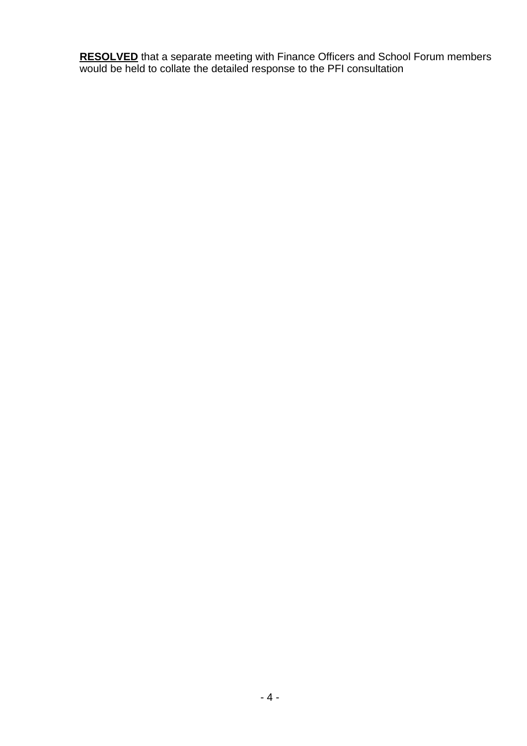**<u>RESOLVED</u>** that a separate meeting with Finance Officers and School Forum members would be held to collate the detailed response to the PFI consultation